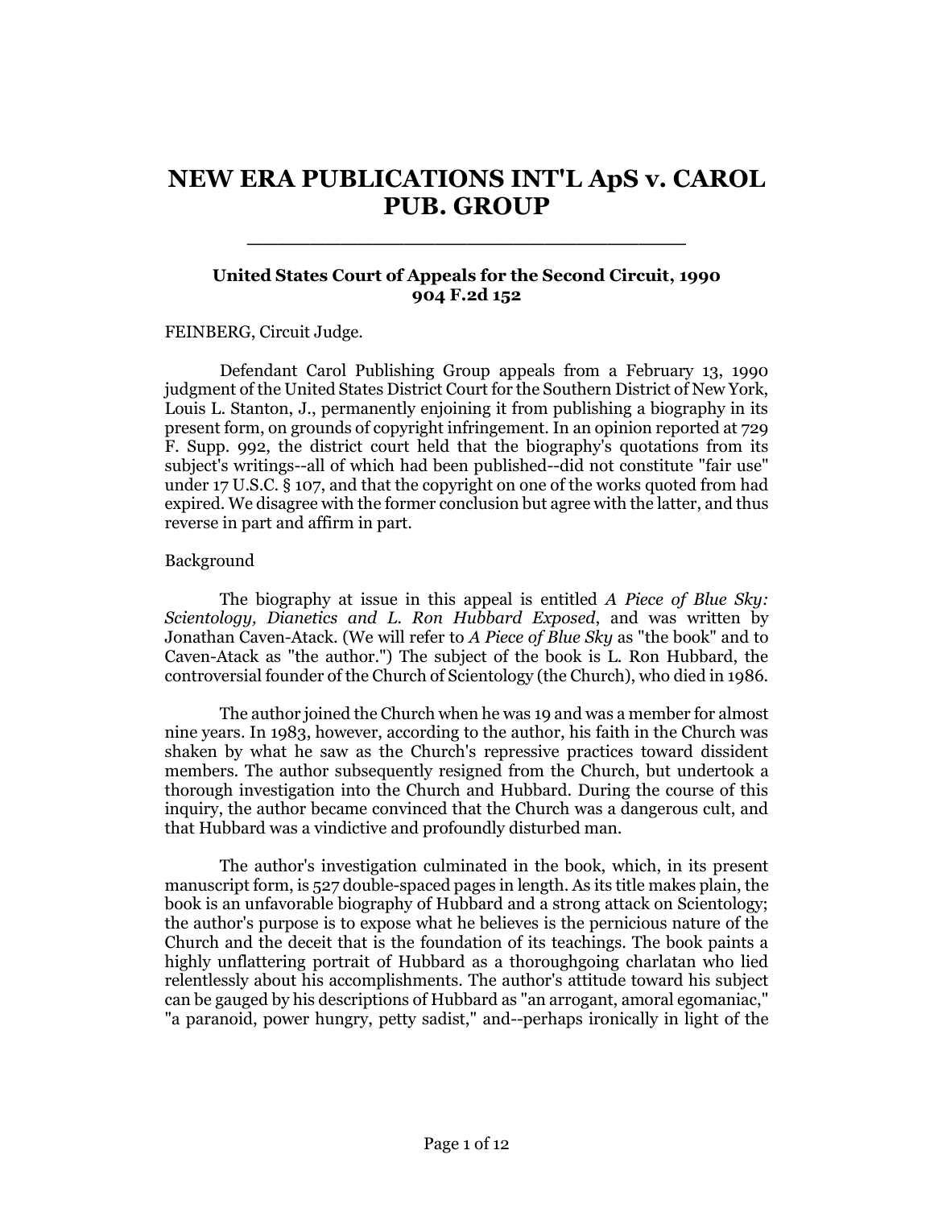# NEW ERA PUBLICATIONS INT'L ApS v. CAROL PUB. GROUP

---

**United States Court of Appeals for the Second Circuit, 1990**
**904 F.2d 152**

FEINBERG, Circuit Judge.

Defendant Carol Publishing Group appeals from a February 13, 1990 judgment of the United States District Court for the Southern District of New York, Louis L. Stanton, J., permanently enjoining it from publishing a biography in its present form, on grounds of copyright infringement. In an opinion reported at 729 F. Supp. 992, the district court held that the biography's quotations from its subject's writings--all of which had been published--did not constitute "fair use" under 17 U.S.C. § 107, and that the copyright on one of the works quoted from had expired. We disagree with the former conclusion but agree with the latter, and thus reverse in part and affirm in part.

Background

The biography at issue in this appeal is entitled *A Piece of Blue Sky: Scientology, Dianetics and L. Ron Hubbard Exposed*, and was written by Jonathan Caven-Atack. (We will refer to *A Piece of Blue Sky* as "the book" and to Caven-Atack as "the author.") The subject of the book is L. Ron Hubbard, the controversial founder of the Church of Scientology (the Church), who died in 1986.

The author joined the Church when he was 19 and was a member for almost nine years. In 1983, however, according to the author, his faith in the Church was shaken by what he saw as the Church's repressive practices toward dissident members. The author subsequently resigned from the Church, but undertook a thorough investigation into the Church and Hubbard. During the course of this inquiry, the author became convinced that the Church was a dangerous cult, and that Hubbard was a vindictive and profoundly disturbed man.

The author's investigation culminated in the book, which, in its present manuscript form, is 527 double-spaced pages in length. As its title makes plain, the book is an unfavorable biography of Hubbard and a strong attack on Scientology; the author's purpose is to expose what he believes is the pernicious nature of the Church and the deceit that is the foundation of its teachings. The book paints a highly unflattering portrait of Hubbard as a thoroughgoing charlatan who lied relentlessly about his accomplishments. The author's attitude toward his subject can be gauged by his descriptions of Hubbard as "an arrogant, amoral egomaniac," "a paranoid, power hungry, petty sadist," and--perhaps ironically in light of the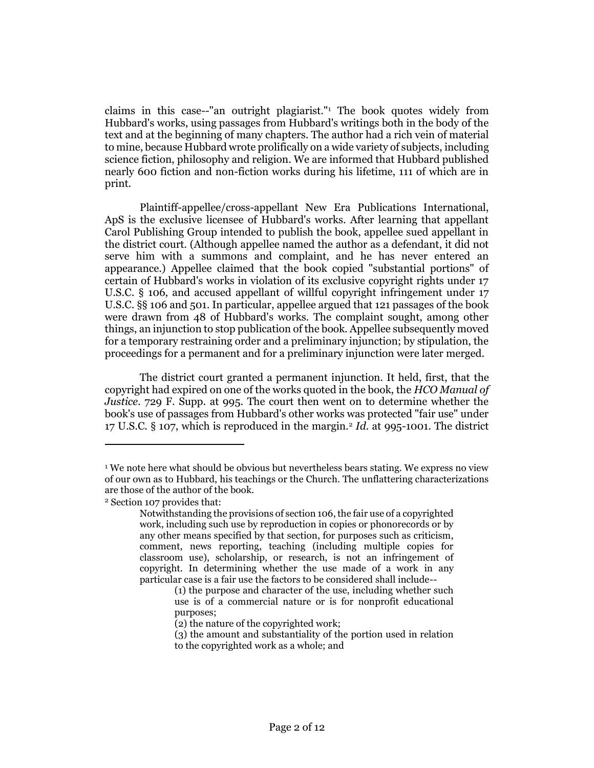claims in this case--"an outright plagiarist."[1] The book quotes widely from Hubbard's works, using passages from Hubbard's writings both in the body of the text and at the beginning of many chapters. The author had a rich vein of material to mine, because Hubbard wrote prolifically on a wide variety of subjects, including science fiction, philosophy and religion. We are informed that Hubbard published nearly 600 fiction and non-fiction works during his lifetime, 111 of which are in print.

Plaintiff-appellee/cross-appellant New Era Publications International, ApS is the exclusive licensee of Hubbard's works. After learning that appellant Carol Publishing Group intended to publish the book, appellee sued appellant in the district court. (Although appellee named the author as a defendant, it did not serve him with a summons and complaint, and he has never entered an appearance.) Appellee claimed that the book copied "substantial portions" of certain of Hubbard's works in violation of its exclusive copyright rights under 17 U.S.C. § 106, and accused appellant of willful copyright infringement under 17 U.S.C. §§ 106 and 501. In particular, appellee argued that 121 passages of the book were drawn from 48 of Hubbard's works. The complaint sought, among other things, an injunction to stop publication of the book. Appellee subsequently moved for a temporary restraining order and a preliminary injunction; by stipulation, the proceedings for a permanent and for a preliminary injunction were later merged.

The district court granted a permanent injunction. It held, first, that the copyright had expired on one of the works quoted in the book, the *HCO Manual of Justice*. 729 F. Supp. at 995. The court then went on to determine whether the book's use of passages from Hubbard's other works was protected "fair use" under 17 U.S.C. § 107, which is reproduced in the margin.[2] *Id.* at 995-1001. The district

---

[1] We note here what should be obvious but nevertheless bears stating. We express no view of our own as to Hubbard, his teachings or the Church. The unflattering characterizations are those of the author of the book.

[2] Section 107 provides that:

> Notwithstanding the provisions of section 106, the fair use of a copyrighted work, including such use by reproduction in copies or phonorecords or by any other means specified by that section, for purposes such as criticism, comment, news reporting, teaching (including multiple copies for classroom use), scholarship, or research, is not an infringement of copyright. In determining whether the use made of a work in any particular case is a fair use the factors to be considered shall include--
>
> (1) the purpose and character of the use, including whether such use is of a commercial nature or is for nonprofit educational purposes;
>
> (2) the nature of the copyrighted work;
>
> (3) the amount and substantiality of the portion used in relation to the copyrighted work as a whole; and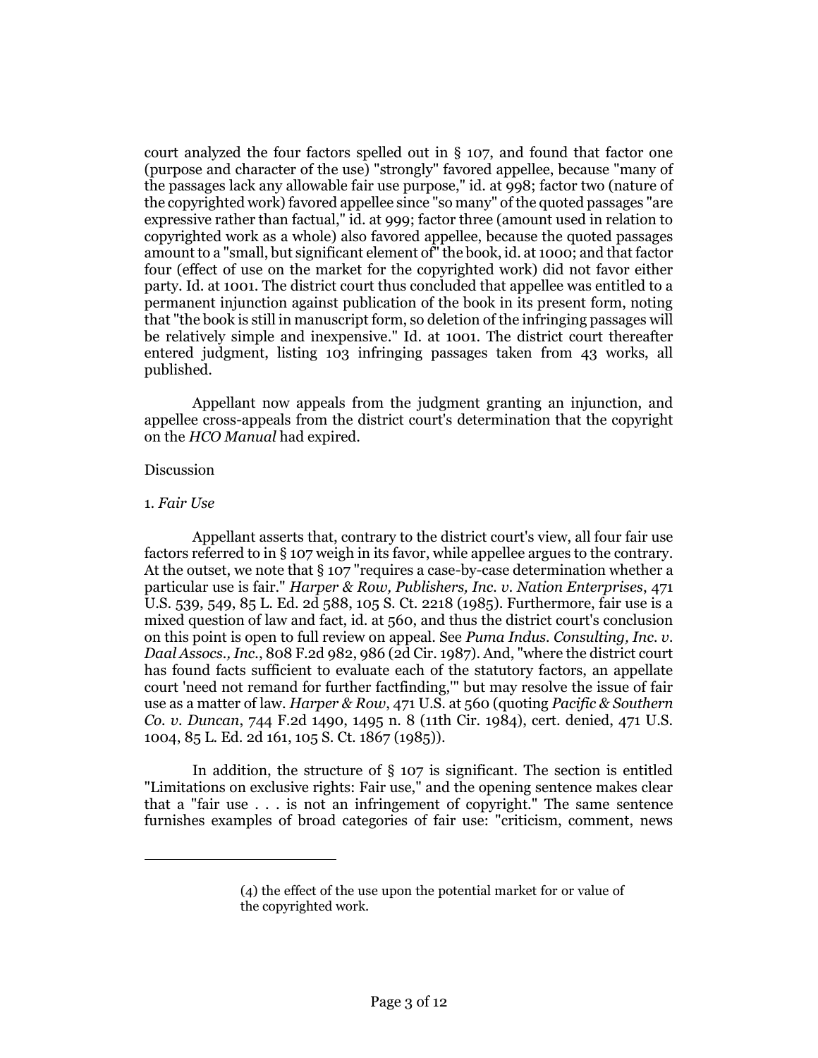court analyzed the four factors spelled out in § 107, and found that factor one (purpose and character of the use) "strongly" favored appellee, because "many of the passages lack any allowable fair use purpose," id. at 998; factor two (nature of the copyrighted work) favored appellee since "so many" of the quoted passages "are expressive rather than factual," id. at 999; factor three (amount used in relation to copyrighted work as a whole) also favored appellee, because the quoted passages amount to a "small, but significant element of" the book, id. at 1000; and that factor four (effect of use on the market for the copyrighted work) did not favor either party. Id. at 1001. The district court thus concluded that appellee was entitled to a permanent injunction against publication of the book in its present form, noting that "the book is still in manuscript form, so deletion of the infringing passages will be relatively simple and inexpensive." Id. at 1001. The district court thereafter entered judgment, listing 103 infringing passages taken from 43 works, all published.

Appellant now appeals from the judgment granting an injunction, and appellee cross-appeals from the district court's determination that the copyright on the *HCO Manual* had expired.

Discussion

1. *Fair Use*

Appellant asserts that, contrary to the district court's view, all four fair use factors referred to in § 107 weigh in its favor, while appellee argues to the contrary. At the outset, we note that § 107 "requires a case-by-case determination whether a particular use is fair." *Harper & Row, Publishers, Inc. v. Nation Enterprises*, 471 U.S. 539, 549, 85 L. Ed. 2d 588, 105 S. Ct. 2218 (1985). Furthermore, fair use is a mixed question of law and fact, id. at 560, and thus the district court's conclusion on this point is open to full review on appeal. See *Puma Indus. Consulting, Inc. v. Daal Assocs., Inc.*, 808 F.2d 982, 986 (2d Cir. 1987). And, "where the district court has found facts sufficient to evaluate each of the statutory factors, an appellate court 'need not remand for further factfinding,'" but may resolve the issue of fair use as a matter of law. *Harper & Row*, 471 U.S. at 560 (quoting *Pacific & Southern Co. v. Duncan*, 744 F.2d 1490, 1495 n. 8 (11th Cir. 1984), cert. denied, 471 U.S. 1004, 85 L. Ed. 2d 161, 105 S. Ct. 1867 (1985)).

In addition, the structure of § 107 is significant. The section is entitled "Limitations on exclusive rights: Fair use," and the opening sentence makes clear that a "fair use . . . is not an infringement of copyright." The same sentence furnishes examples of broad categories of fair use: "criticism, comment, news

---

(4) the effect of the use upon the potential market for or value of the copyrighted work.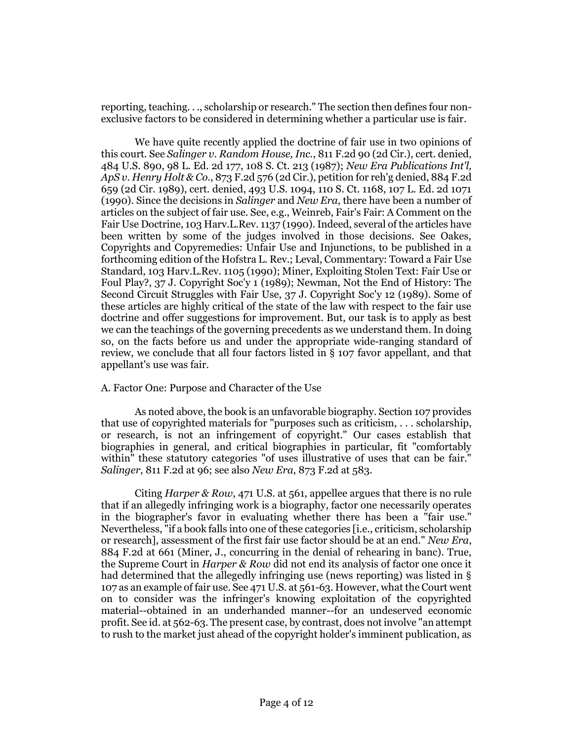reporting, teaching. . ., scholarship or research." The section then defines four non-exclusive factors to be considered in determining whether a particular use is fair.

We have quite recently applied the doctrine of fair use in two opinions of this court. See *Salinger v. Random House, Inc.*, 811 F.2d 90 (2d Cir.), cert. denied, 484 U.S. 890, 98 L. Ed. 2d 177, 108 S. Ct. 213 (1987); *New Era Publications Int'l, ApS v. Henry Holt & Co.*, 873 F.2d 576 (2d Cir.), petition for reh'g denied, 884 F.2d 659 (2d Cir. 1989), cert. denied, 493 U.S. 1094, 110 S. Ct. 1168, 107 L. Ed. 2d 1071 (1990). Since the decisions in *Salinger* and *New Era*, there have been a number of articles on the subject of fair use. See, e.g., Weinreb, Fair's Fair: A Comment on the Fair Use Doctrine, 103 Harv.L.Rev. 1137 (1990). Indeed, several of the articles have been written by some of the judges involved in those decisions. See Oakes, Copyrights and Copyremedies: Unfair Use and Injunctions, to be published in a forthcoming edition of the Hofstra L. Rev.; Leval, Commentary: Toward a Fair Use Standard, 103 Harv.L.Rev. 1105 (1990); Miner, Exploiting Stolen Text: Fair Use or Foul Play?, 37 J. Copyright Soc'y 1 (1989); Newman, Not the End of History: The Second Circuit Struggles with Fair Use, 37 J. Copyright Soc'y 12 (1989). Some of these articles are highly critical of the state of the law with respect to the fair use doctrine and offer suggestions for improvement. But, our task is to apply as best we can the teachings of the governing precedents as we understand them. In doing so, on the facts before us and under the appropriate wide-ranging standard of review, we conclude that all four factors listed in § 107 favor appellant, and that appellant's use was fair.

A. Factor One: Purpose and Character of the Use

As noted above, the book is an unfavorable biography. Section 107 provides that use of copyrighted materials for "purposes such as criticism, . . . scholarship, or research, is not an infringement of copyright." Our cases establish that biographies in general, and critical biographies in particular, fit "comfortably within" these statutory categories "of uses illustrative of uses that can be fair." *Salinger*, 811 F.2d at 96; see also *New Era*, 873 F.2d at 583.

Citing *Harper & Row*, 471 U.S. at 561, appellee argues that there is no rule that if an allegedly infringing work is a biography, factor one necessarily operates in the biographer's favor in evaluating whether there has been a "fair use." Nevertheless, "if a book falls into one of these categories [i.e., criticism, scholarship or research], assessment of the first fair use factor should be at an end." *New Era*, 884 F.2d at 661 (Miner, J., concurring in the denial of rehearing in banc). True, the Supreme Court in *Harper & Row* did not end its analysis of factor one once it had determined that the allegedly infringing use (news reporting) was listed in § 107 as an example of fair use. See 471 U.S. at 561-63. However, what the Court went on to consider was the infringer's knowing exploitation of the copyrighted material--obtained in an underhanded manner--for an undeserved economic profit. See id. at 562-63. The present case, by contrast, does not involve "an attempt to rush to the market just ahead of the copyright holder's imminent publication, as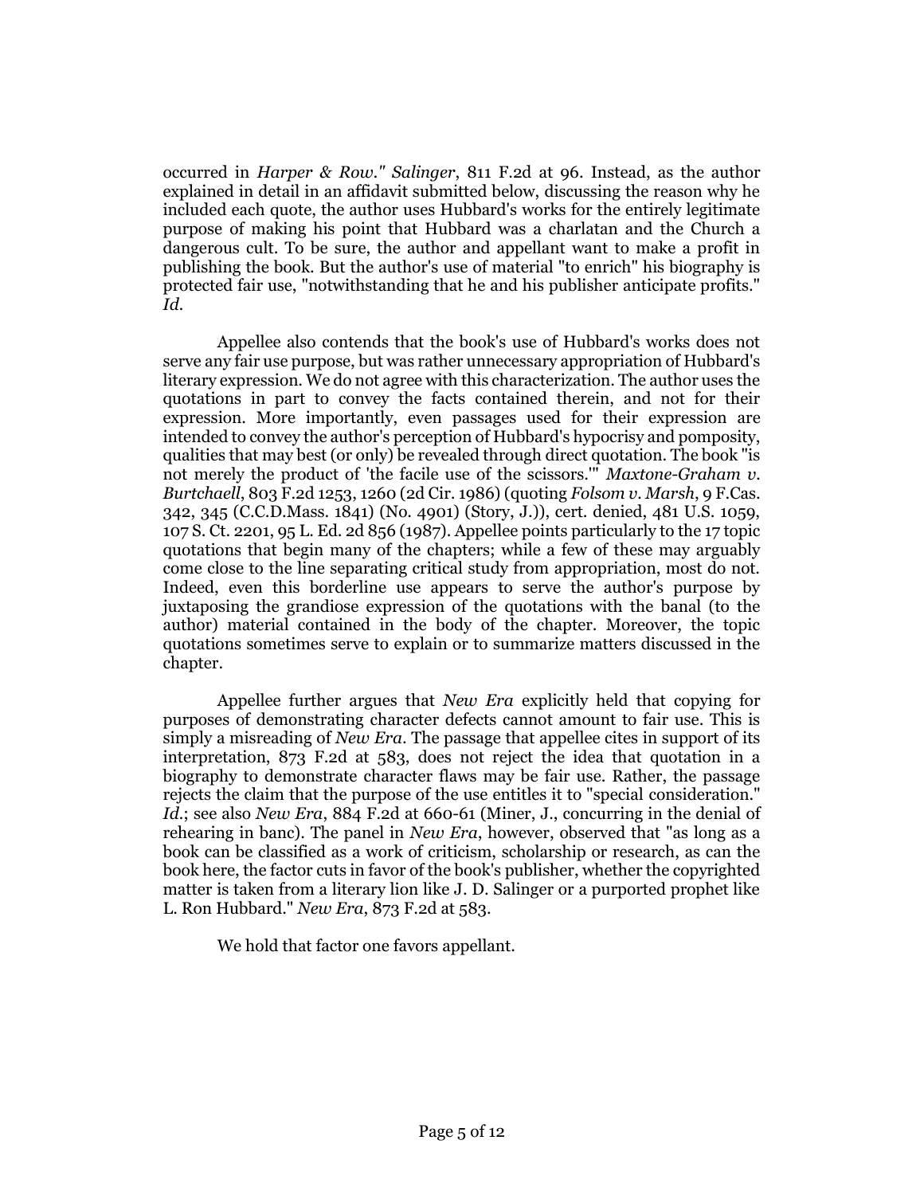occurred in *Harper & Row." Salinger*, 811 F.2d at 96. Instead, as the author explained in detail in an affidavit submitted below, discussing the reason why he included each quote, the author uses Hubbard's works for the entirely legitimate purpose of making his point that Hubbard was a charlatan and the Church a dangerous cult. To be sure, the author and appellant want to make a profit in publishing the book. But the author's use of material "to enrich" his biography is protected fair use, "notwithstanding that he and his publisher anticipate profits." *Id.*

Appellee also contends that the book's use of Hubbard's works does not serve any fair use purpose, but was rather unnecessary appropriation of Hubbard's literary expression. We do not agree with this characterization. The author uses the quotations in part to convey the facts contained therein, and not for their expression. More importantly, even passages used for their expression are intended to convey the author's perception of Hubbard's hypocrisy and pomposity, qualities that may best (or only) be revealed through direct quotation. The book "is not merely the product of 'the facile use of the scissors.'" *Maxtone-Graham v. Burtchaell*, 803 F.2d 1253, 1260 (2d Cir. 1986) (quoting *Folsom v. Marsh*, 9 F.Cas. 342, 345 (C.C.D.Mass. 1841) (No. 4901) (Story, J.)), cert. denied, 481 U.S. 1059, 107 S. Ct. 2201, 95 L. Ed. 2d 856 (1987). Appellee points particularly to the 17 topic quotations that begin many of the chapters; while a few of these may arguably come close to the line separating critical study from appropriation, most do not. Indeed, even this borderline use appears to serve the author's purpose by juxtaposing the grandiose expression of the quotations with the banal (to the author) material contained in the body of the chapter. Moreover, the topic quotations sometimes serve to explain or to summarize matters discussed in the chapter.

Appellee further argues that *New Era* explicitly held that copying for purposes of demonstrating character defects cannot amount to fair use. This is simply a misreading of *New Era*. The passage that appellee cites in support of its interpretation, 873 F.2d at 583, does not reject the idea that quotation in a biography to demonstrate character flaws may be fair use. Rather, the passage rejects the claim that the purpose of the use entitles it to "special consideration." *Id.*; see also *New Era*, 884 F.2d at 660-61 (Miner, J., concurring in the denial of rehearing in banc). The panel in *New Era*, however, observed that "as long as a book can be classified as a work of criticism, scholarship or research, as can the book here, the factor cuts in favor of the book's publisher, whether the copyrighted matter is taken from a literary lion like J. D. Salinger or a purported prophet like L. Ron Hubbard." *New Era*, 873 F.2d at 583.

We hold that factor one favors appellant.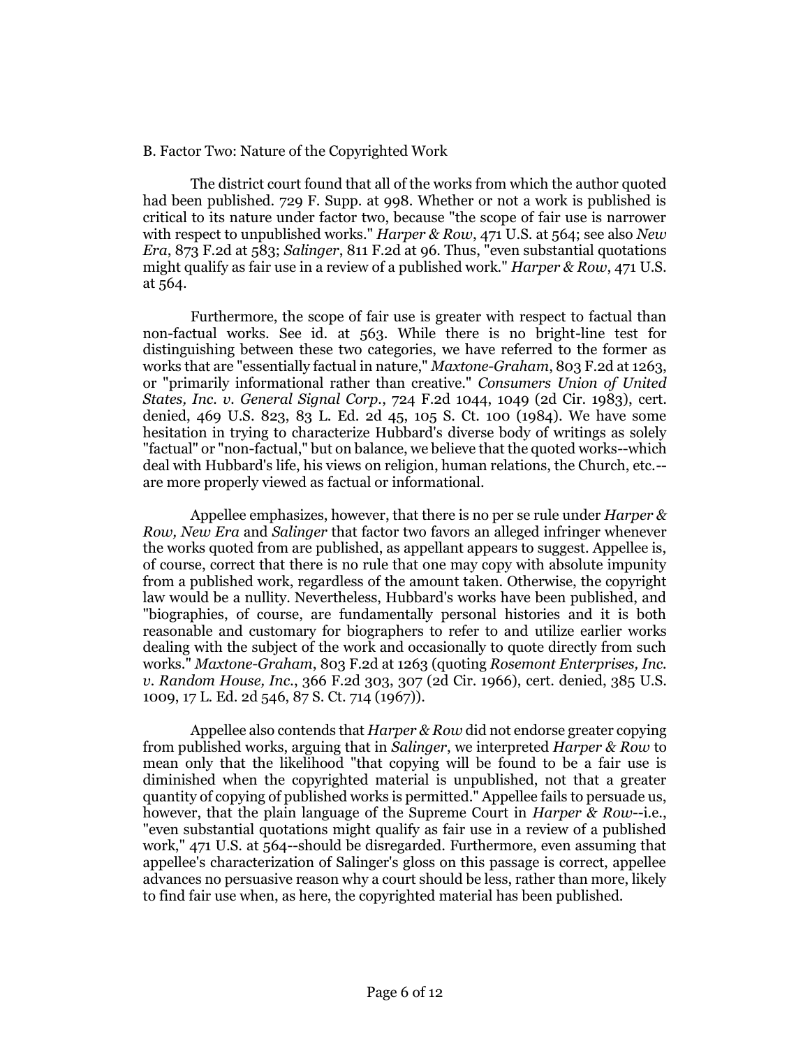B. Factor Two: Nature of the Copyrighted Work

The district court found that all of the works from which the author quoted had been published. 729 F. Supp. at 998. Whether or not a work is published is critical to its nature under factor two, because "the scope of fair use is narrower with respect to unpublished works." *Harper & Row*, 471 U.S. at 564; see also *New Era*, 873 F.2d at 583; *Salinger*, 811 F.2d at 96. Thus, "even substantial quotations might qualify as fair use in a review of a published work." *Harper & Row*, 471 U.S. at 564.

Furthermore, the scope of fair use is greater with respect to factual than non-factual works. See id. at 563. While there is no bright-line test for distinguishing between these two categories, we have referred to the former as works that are "essentially factual in nature," *Maxtone-Graham*, 803 F.2d at 1263, or "primarily informational rather than creative." *Consumers Union of United States, Inc. v. General Signal Corp.*, 724 F.2d 1044, 1049 (2d Cir. 1983), cert. denied, 469 U.S. 823, 83 L. Ed. 2d 45, 105 S. Ct. 100 (1984). We have some hesitation in trying to characterize Hubbard's diverse body of writings as solely "factual" or "non-factual," but on balance, we believe that the quoted works--which deal with Hubbard's life, his views on religion, human relations, the Church, etc.--are more properly viewed as factual or informational.

Appellee emphasizes, however, that there is no per se rule under *Harper & Row, New Era* and *Salinger* that factor two favors an alleged infringer whenever the works quoted from are published, as appellant appears to suggest. Appellee is, of course, correct that there is no rule that one may copy with absolute impunity from a published work, regardless of the amount taken. Otherwise, the copyright law would be a nullity. Nevertheless, Hubbard's works have been published, and "biographies, of course, are fundamentally personal histories and it is both reasonable and customary for biographers to refer to and utilize earlier works dealing with the subject of the work and occasionally to quote directly from such works." *Maxtone-Graham*, 803 F.2d at 1263 (quoting *Rosemont Enterprises, Inc. v. Random House, Inc.*, 366 F.2d 303, 307 (2d Cir. 1966), cert. denied, 385 U.S. 1009, 17 L. Ed. 2d 546, 87 S. Ct. 714 (1967)).

Appellee also contends that *Harper & Row* did not endorse greater copying from published works, arguing that in *Salinger*, we interpreted *Harper & Row* to mean only that the likelihood "that copying will be found to be a fair use is diminished when the copyrighted material is unpublished, not that a greater quantity of copying of published works is permitted." Appellee fails to persuade us, however, that the plain language of the Supreme Court in *Harper & Row*--i.e., "even substantial quotations might qualify as fair use in a review of a published work," 471 U.S. at 564--should be disregarded. Furthermore, even assuming that appellee's characterization of Salinger's gloss on this passage is correct, appellee advances no persuasive reason why a court should be less, rather than more, likely to find fair use when, as here, the copyrighted material has been published.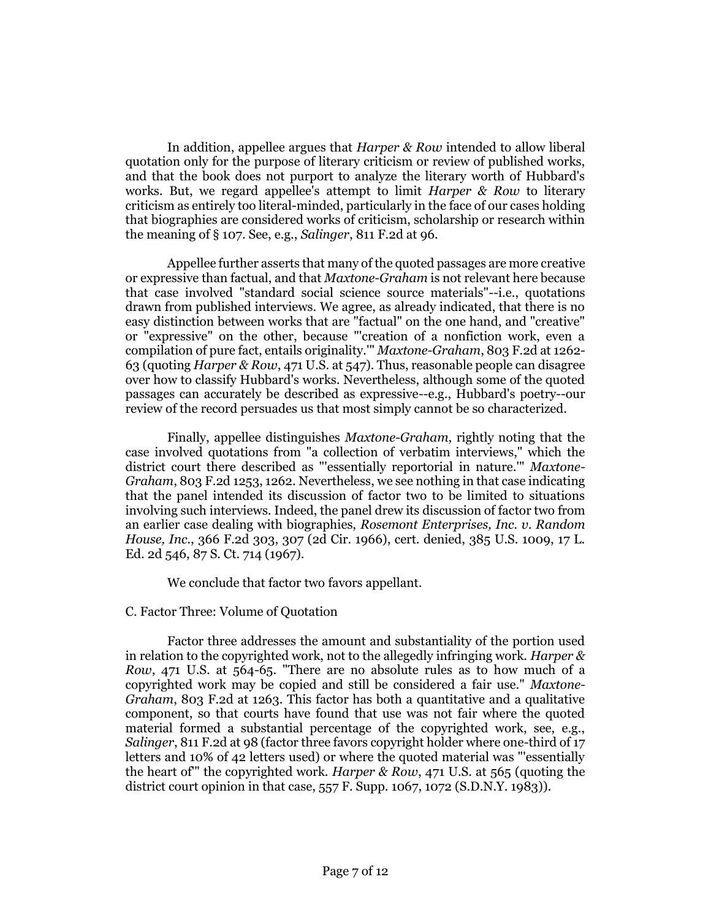In addition, appellee argues that *Harper & Row* intended to allow liberal quotation only for the purpose of literary criticism or review of published works, and that the book does not purport to analyze the literary worth of Hubbard's works. But, we regard appellee's attempt to limit *Harper & Row* to literary criticism as entirely too literal-minded, particularly in the face of our cases holding that biographies are considered works of criticism, scholarship or research within the meaning of § 107. See, e.g., *Salinger*, 811 F.2d at 96.

Appellee further asserts that many of the quoted passages are more creative or expressive than factual, and that *Maxtone-Graham* is not relevant here because that case involved "standard social science source materials"--i.e., quotations drawn from published interviews. We agree, as already indicated, that there is no easy distinction between works that are "factual" on the one hand, and "creative" or "expressive" on the other, because "'creation of a nonfiction work, even a compilation of pure fact, entails originality.'" *Maxtone-Graham*, 803 F.2d at 1262-63 (quoting *Harper & Row*, 471 U.S. at 547). Thus, reasonable people can disagree over how to classify Hubbard's works. Nevertheless, although some of the quoted passages can accurately be described as expressive--e.g., Hubbard's poetry--our review of the record persuades us that most simply cannot be so characterized.

Finally, appellee distinguishes *Maxtone-Graham*, rightly noting that the case involved quotations from "a collection of verbatim interviews," which the district court there described as "'essentially reportorial in nature.'" *Maxtone-Graham*, 803 F.2d 1253, 1262. Nevertheless, we see nothing in that case indicating that the panel intended its discussion of factor two to be limited to situations involving such interviews. Indeed, the panel drew its discussion of factor two from an earlier case dealing with biographies, *Rosemont Enterprises, Inc. v. Random House, Inc.*, 366 F.2d 303, 307 (2d Cir. 1966), cert. denied, 385 U.S. 1009, 17 L. Ed. 2d 546, 87 S. Ct. 714 (1967).

We conclude that factor two favors appellant.

C. Factor Three: Volume of Quotation

Factor three addresses the amount and substantiality of the portion used in relation to the copyrighted work, not to the allegedly infringing work. *Harper & Row*, 471 U.S. at 564-65. "There are no absolute rules as to how much of a copyrighted work may be copied and still be considered a fair use." *Maxtone-Graham*, 803 F.2d at 1263. This factor has both a quantitative and a qualitative component, so that courts have found that use was not fair where the quoted material formed a substantial percentage of the copyrighted work, see, e.g., *Salinger*, 811 F.2d at 98 (factor three favors copyright holder where one-third of 17 letters and 10% of 42 letters used) or where the quoted material was "'essentially the heart of'" the copyrighted work. *Harper & Row*, 471 U.S. at 565 (quoting the district court opinion in that case, 557 F. Supp. 1067, 1072 (S.D.N.Y. 1983)).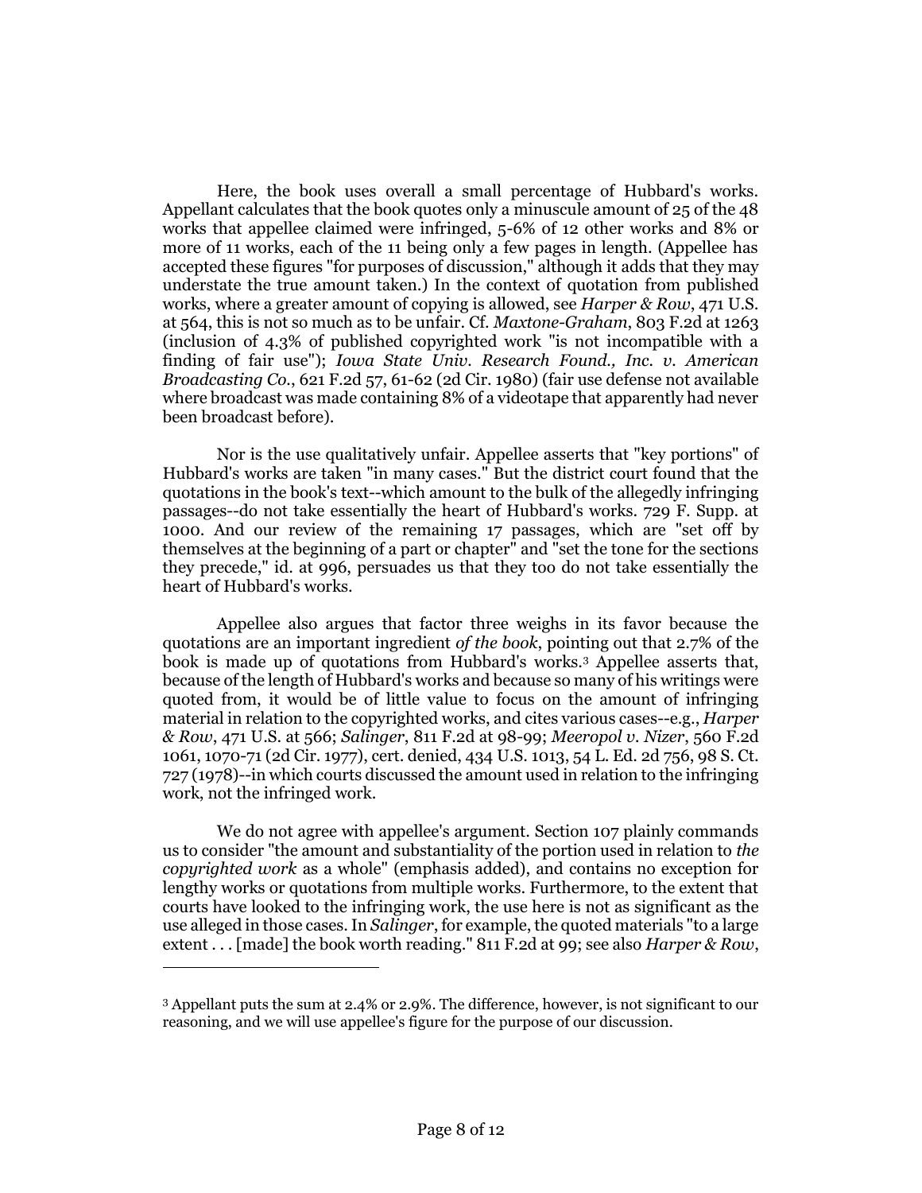Here, the book uses overall a small percentage of Hubbard's works. Appellant calculates that the book quotes only a minuscule amount of 25 of the 48 works that appellee claimed were infringed, 5-6% of 12 other works and 8% or more of 11 works, each of the 11 being only a few pages in length. (Appellee has accepted these figures "for purposes of discussion," although it adds that they may understate the true amount taken.) In the context of quotation from published works, where a greater amount of copying is allowed, see *Harper & Row*, 471 U.S. at 564, this is not so much as to be unfair. Cf. *Maxtone-Graham*, 803 F.2d at 1263 (inclusion of 4.3% of published copyrighted work "is not incompatible with a finding of fair use"); *Iowa State Univ. Research Found., Inc. v. American Broadcasting Co.*, 621 F.2d 57, 61-62 (2d Cir. 1980) (fair use defense not available where broadcast was made containing 8% of a videotape that apparently had never been broadcast before).

Nor is the use qualitatively unfair. Appellee asserts that "key portions" of Hubbard's works are taken "in many cases." But the district court found that the quotations in the book's text--which amount to the bulk of the allegedly infringing passages--do not take essentially the heart of Hubbard's works. 729 F. Supp. at 1000. And our review of the remaining 17 passages, which are "set off by themselves at the beginning of a part or chapter" and "set the tone for the sections they precede," id. at 996, persuades us that they too do not take essentially the heart of Hubbard's works.

Appellee also argues that factor three weighs in its favor because the quotations are an important ingredient *of the book*, pointing out that 2.7% of the book is made up of quotations from Hubbard's works.[3] Appellee asserts that, because of the length of Hubbard's works and because so many of his writings were quoted from, it would be of little value to focus on the amount of infringing material in relation to the copyrighted works, and cites various cases--e.g., *Harper & Row*, 471 U.S. at 566; *Salinger*, 811 F.2d at 98-99; *Meeropol v. Nizer*, 560 F.2d 1061, 1070-71 (2d Cir. 1977), cert. denied, 434 U.S. 1013, 54 L. Ed. 2d 756, 98 S. Ct. 727 (1978)--in which courts discussed the amount used in relation to the infringing work, not the infringed work.

We do not agree with appellee's argument. Section 107 plainly commands us to consider "the amount and substantiality of the portion used in relation to *the copyrighted work* as a whole" (emphasis added), and contains no exception for lengthy works or quotations from multiple works. Furthermore, to the extent that courts have looked to the infringing work, the use here is not as significant as the use alleged in those cases. In *Salinger*, for example, the quoted materials "to a large extent . . . [made] the book worth reading." 811 F.2d at 99; see also *Harper & Row*,

---

[3] Appellant puts the sum at 2.4% or 2.9%. The difference, however, is not significant to our reasoning, and we will use appellee's figure for the purpose of our discussion.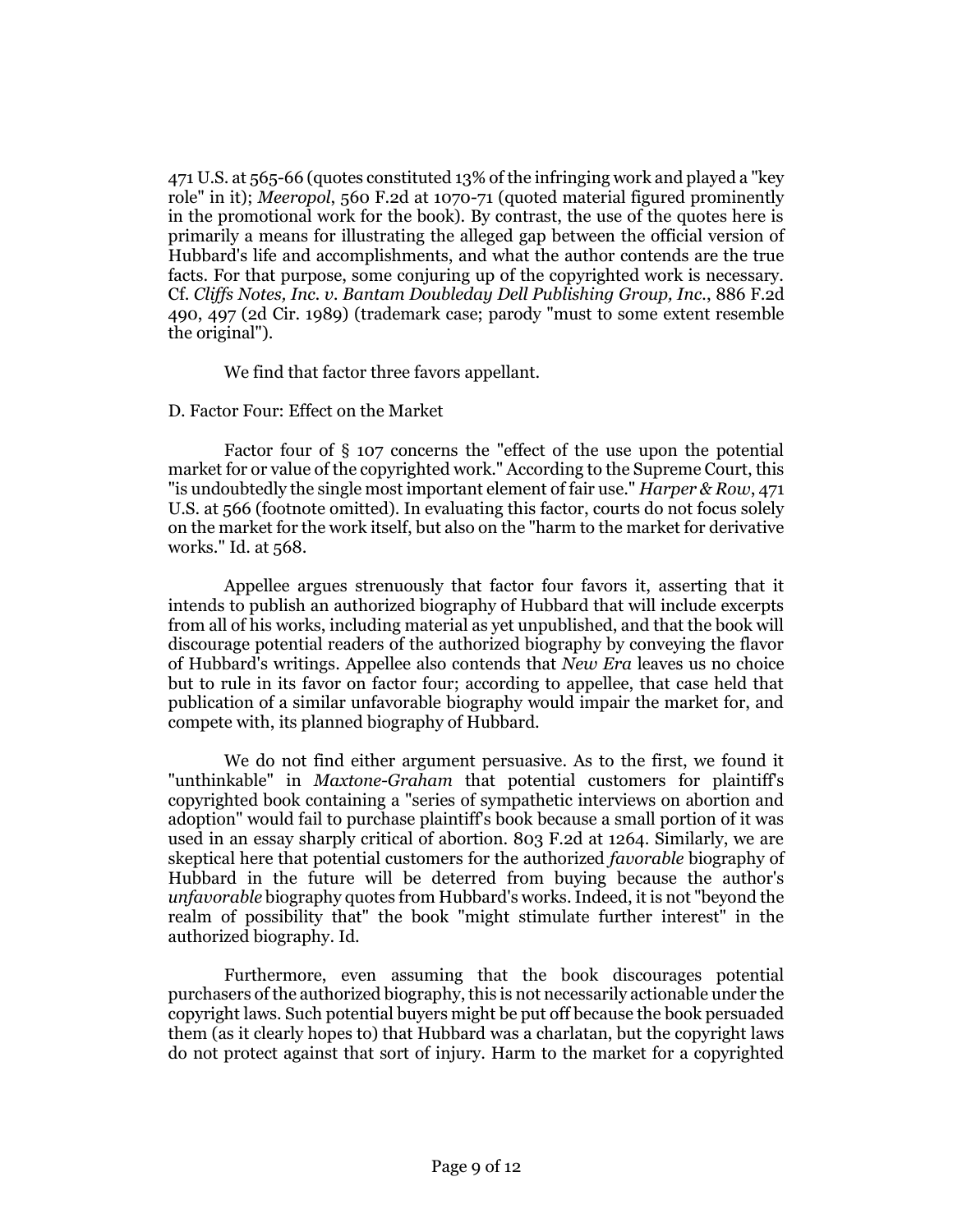471 U.S. at 565-66 (quotes constituted 13% of the infringing work and played a "key role" in it); *Meeropol*, 560 F.2d at 1070-71 (quoted material figured prominently in the promotional work for the book). By contrast, the use of the quotes here is primarily a means for illustrating the alleged gap between the official version of Hubbard's life and accomplishments, and what the author contends are the true facts. For that purpose, some conjuring up of the copyrighted work is necessary. Cf. *Cliffs Notes, Inc. v. Bantam Doubleday Dell Publishing Group, Inc.*, 886 F.2d 490, 497 (2d Cir. 1989) (trademark case; parody "must to some extent resemble the original").

We find that factor three favors appellant.

D. Factor Four: Effect on the Market

Factor four of § 107 concerns the "effect of the use upon the potential market for or value of the copyrighted work." According to the Supreme Court, this "is undoubtedly the single most important element of fair use." *Harper & Row*, 471 U.S. at 566 (footnote omitted). In evaluating this factor, courts do not focus solely on the market for the work itself, but also on the "harm to the market for derivative works." Id. at 568.

Appellee argues strenuously that factor four favors it, asserting that it intends to publish an authorized biography of Hubbard that will include excerpts from all of his works, including material as yet unpublished, and that the book will discourage potential readers of the authorized biography by conveying the flavor of Hubbard's writings. Appellee also contends that *New Era* leaves us no choice but to rule in its favor on factor four; according to appellee, that case held that publication of a similar unfavorable biography would impair the market for, and compete with, its planned biography of Hubbard.

We do not find either argument persuasive. As to the first, we found it "unthinkable" in *Maxtone-Graham* that potential customers for plaintiff's copyrighted book containing a "series of sympathetic interviews on abortion and adoption" would fail to purchase plaintiff's book because a small portion of it was used in an essay sharply critical of abortion. 803 F.2d at 1264. Similarly, we are skeptical here that potential customers for the authorized *favorable* biography of Hubbard in the future will be deterred from buying because the author's *unfavorable* biography quotes from Hubbard's works. Indeed, it is not "beyond the realm of possibility that" the book "might stimulate further interest" in the authorized biography. Id.

Furthermore, even assuming that the book discourages potential purchasers of the authorized biography, this is not necessarily actionable under the copyright laws. Such potential buyers might be put off because the book persuaded them (as it clearly hopes to) that Hubbard was a charlatan, but the copyright laws do not protect against that sort of injury. Harm to the market for a copyrighted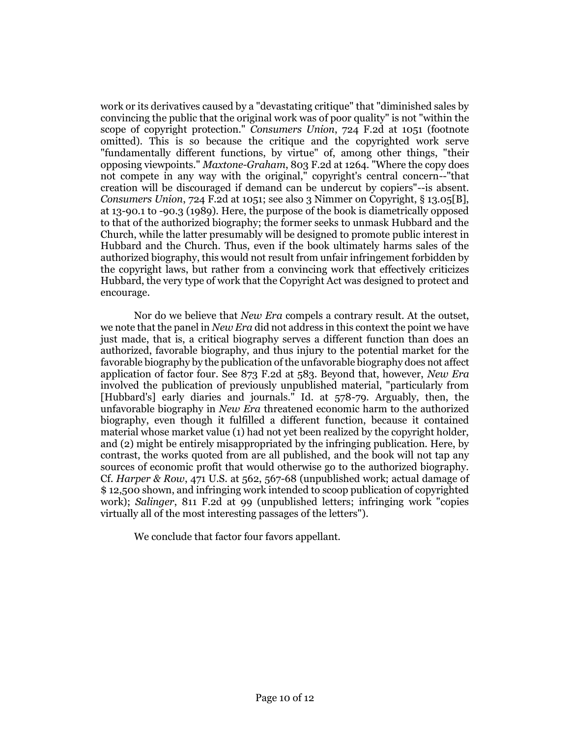work or its derivatives caused by a "devastating critique" that "diminished sales by convincing the public that the original work was of poor quality" is not "within the scope of copyright protection." *Consumers Union*, 724 F.2d at 1051 (footnote omitted). This is so because the critique and the copyrighted work serve "fundamentally different functions, by virtue" of, among other things, "their opposing viewpoints." *Maxtone-Graham*, 803 F.2d at 1264. "Where the copy does not compete in any way with the original," copyright's central concern--"that creation will be discouraged if demand can be undercut by copiers"--is absent. *Consumers Union*, 724 F.2d at 1051; see also 3 Nimmer on Copyright, § 13.05[B], at 13-90.1 to -90.3 (1989). Here, the purpose of the book is diametrically opposed to that of the authorized biography; the former seeks to unmask Hubbard and the Church, while the latter presumably will be designed to promote public interest in Hubbard and the Church. Thus, even if the book ultimately harms sales of the authorized biography, this would not result from unfair infringement forbidden by the copyright laws, but rather from a convincing work that effectively criticizes Hubbard, the very type of work that the Copyright Act was designed to protect and encourage.

Nor do we believe that *New Era* compels a contrary result. At the outset, we note that the panel in *New Era* did not address in this context the point we have just made, that is, a critical biography serves a different function than does an authorized, favorable biography, and thus injury to the potential market for the favorable biography by the publication of the unfavorable biography does not affect application of factor four. See 873 F.2d at 583. Beyond that, however, *New Era* involved the publication of previously unpublished material, "particularly from [Hubbard's] early diaries and journals." Id. at 578-79. Arguably, then, the unfavorable biography in *New Era* threatened economic harm to the authorized biography, even though it fulfilled a different function, because it contained material whose market value (1) had not yet been realized by the copyright holder, and (2) might be entirely misappropriated by the infringing publication. Here, by contrast, the works quoted from are all published, and the book will not tap any sources of economic profit that would otherwise go to the authorized biography. Cf. *Harper & Row*, 471 U.S. at 562, 567-68 (unpublished work; actual damage of $ 12,500 shown, and infringing work intended to scoop publication of copyrighted work); *Salinger*, 811 F.2d at 99 (unpublished letters; infringing work "copies virtually all of the most interesting passages of the letters").

We conclude that factor four favors appellant.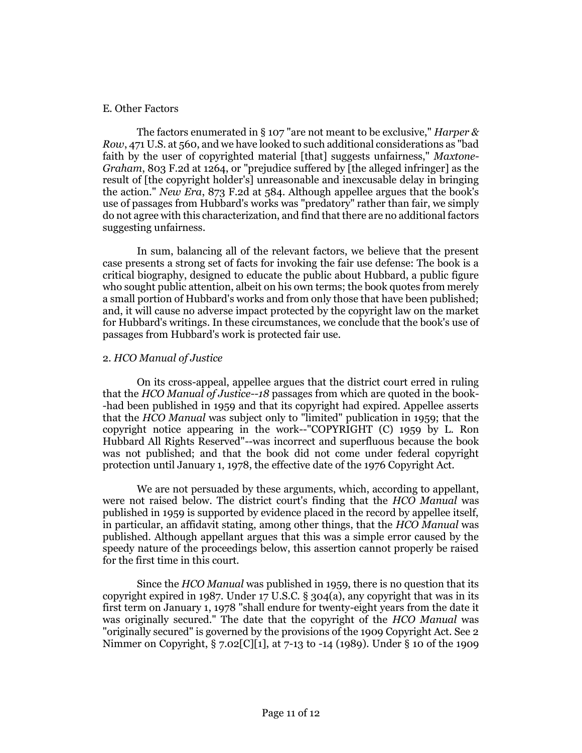E. Other Factors

The factors enumerated in § 107 "are not meant to be exclusive," *Harper & Row*, 471 U.S. at 560, and we have looked to such additional considerations as "bad faith by the user of copyrighted material [that] suggests unfairness," *Maxtone-Graham*, 803 F.2d at 1264, or "prejudice suffered by [the alleged infringer] as the result of [the copyright holder's] unreasonable and inexcusable delay in bringing the action." *New Era*, 873 F.2d at 584. Although appellee argues that the book's use of passages from Hubbard's works was "predatory" rather than fair, we simply do not agree with this characterization, and find that there are no additional factors suggesting unfairness.

In sum, balancing all of the relevant factors, we believe that the present case presents a strong set of facts for invoking the fair use defense: The book is a critical biography, designed to educate the public about Hubbard, a public figure who sought public attention, albeit on his own terms; the book quotes from merely a small portion of Hubbard's works and from only those that have been published; and, it will cause no adverse impact protected by the copyright law on the market for Hubbard's writings. In these circumstances, we conclude that the book's use of passages from Hubbard's work is protected fair use.

2. *HCO Manual of Justice*

On its cross-appeal, appellee argues that the district court erred in ruling that the *HCO Manual of Justice--18* passages from which are quoted in the book--had been published in 1959 and that its copyright had expired. Appellee asserts that the *HCO Manual* was subject only to "limited" publication in 1959; that the copyright notice appearing in the work--"COPYRIGHT (C) 1959 by L. Ron Hubbard All Rights Reserved"--was incorrect and superfluous because the book was not published; and that the book did not come under federal copyright protection until January 1, 1978, the effective date of the 1976 Copyright Act.

We are not persuaded by these arguments, which, according to appellant, were not raised below. The district court's finding that the *HCO Manual* was published in 1959 is supported by evidence placed in the record by appellee itself, in particular, an affidavit stating, among other things, that the *HCO Manual* was published. Although appellant argues that this was a simple error caused by the speedy nature of the proceedings below, this assertion cannot properly be raised for the first time in this court.

Since the *HCO Manual* was published in 1959, there is no question that its copyright expired in 1987. Under 17 U.S.C. § 304(a), any copyright that was in its first term on January 1, 1978 "shall endure for twenty-eight years from the date it was originally secured." The date that the copyright of the *HCO Manual* was "originally secured" is governed by the provisions of the 1909 Copyright Act. See 2 Nimmer on Copyright, § 7.02[C][1], at 7-13 to -14 (1989). Under § 10 of the 1909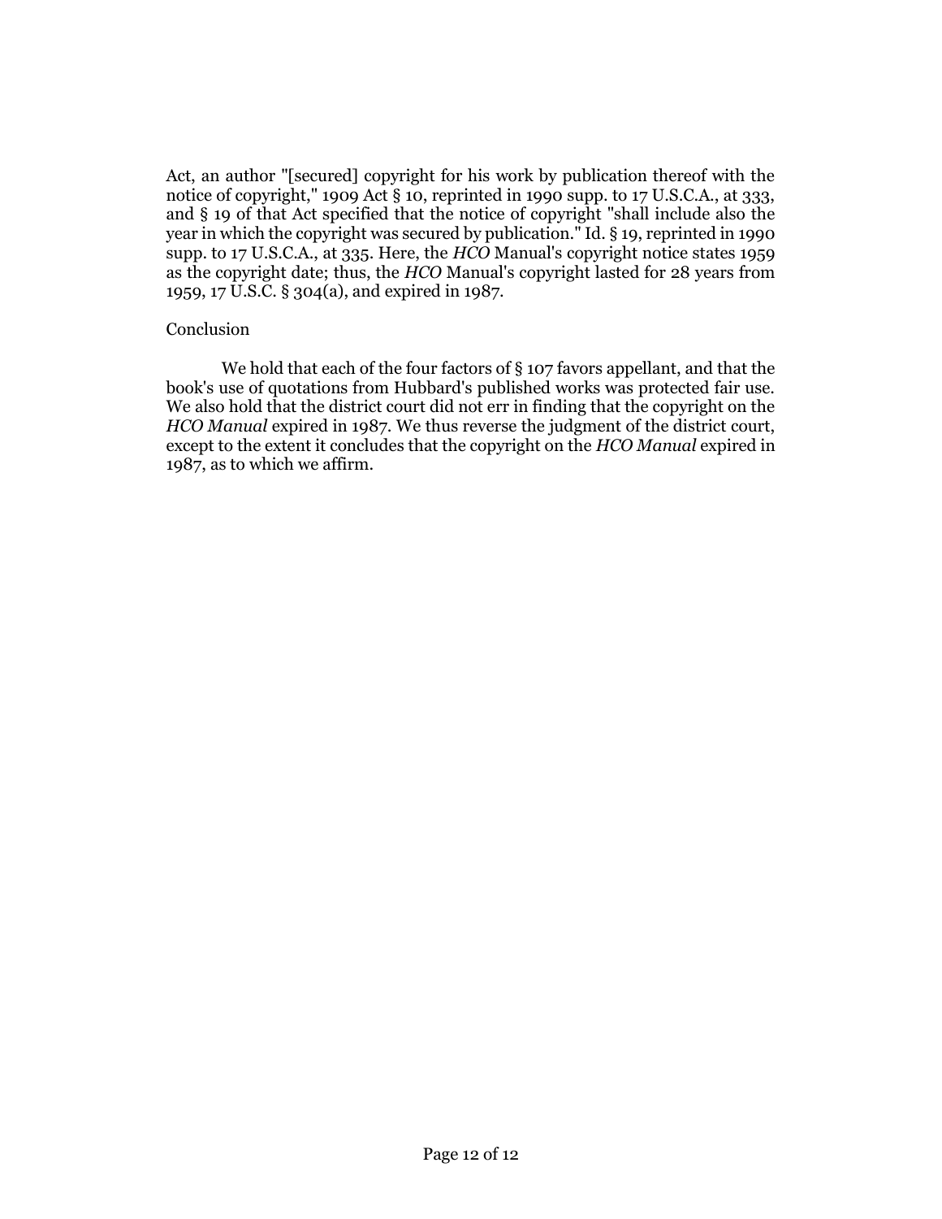Act, an author "[secured] copyright for his work by publication thereof with the notice of copyright," 1909 Act § 10, reprinted in 1990 supp. to 17 U.S.C.A., at 333, and § 19 of that Act specified that the notice of copyright "shall include also the year in which the copyright was secured by publication." Id. § 19, reprinted in 1990 supp. to 17 U.S.C.A., at 335. Here, the *HCO* Manual's copyright notice states 1959 as the copyright date; thus, the *HCO* Manual's copyright lasted for 28 years from 1959, 17 U.S.C. § 304(a), and expired in 1987.

Conclusion

We hold that each of the four factors of § 107 favors appellant, and that the book's use of quotations from Hubbard's published works was protected fair use. We also hold that the district court did not err in finding that the copyright on the *HCO Manual* expired in 1987. We thus reverse the judgment of the district court, except to the extent it concludes that the copyright on the *HCO Manual* expired in 1987, as to which we affirm.